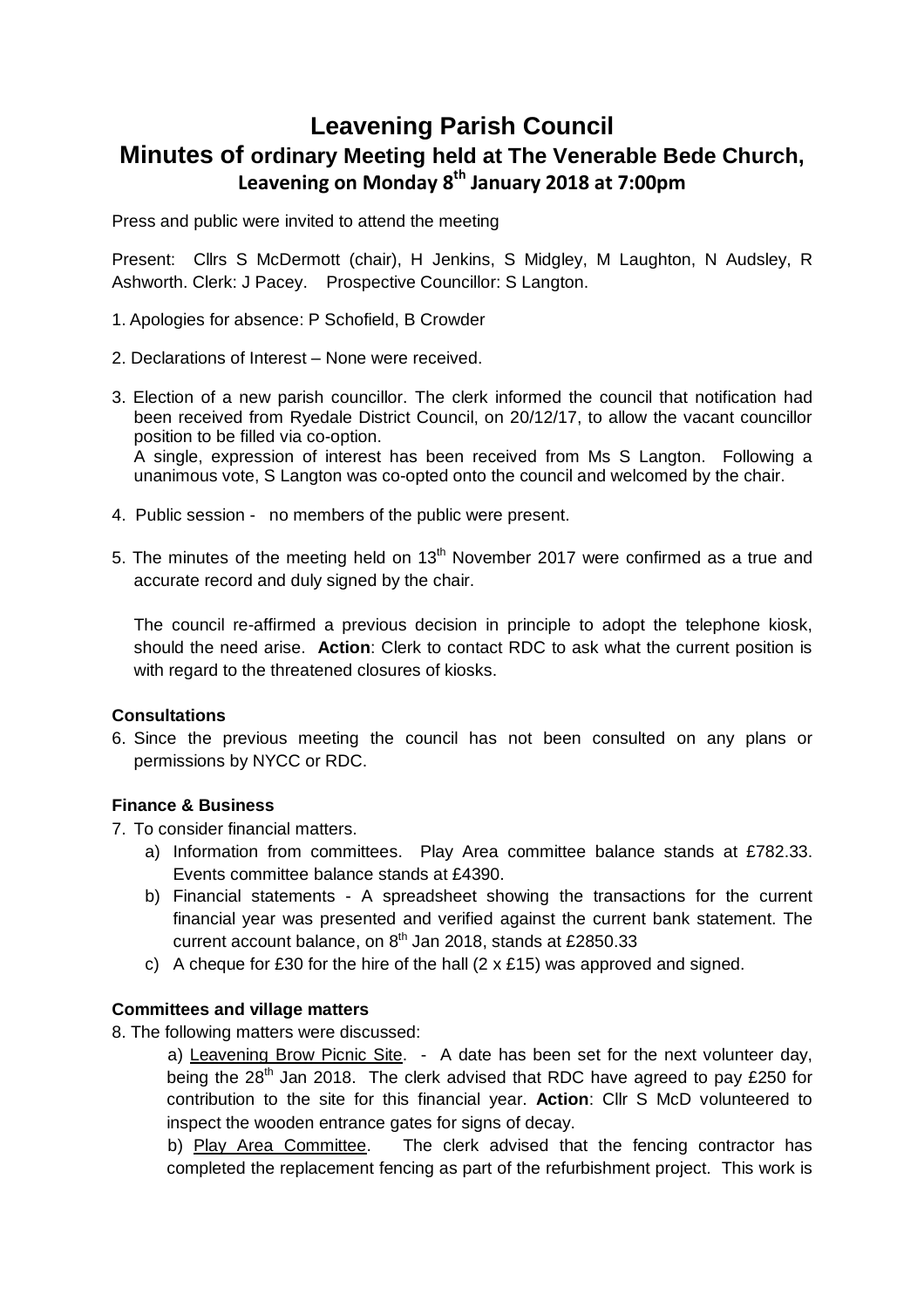# Leavening Parish Council

## Minutes of ordinary Meeting held at The Venerable Bede Church, Leavening on Monday 8th January 2018 at 7:00pm

Press and public were invited to attend the meeting

Present: Cllrs S McDermott (chair), H Jenkins, S Midgley, M Laughton, N Audsley, R Ashworth. Clerk: J Pacey. Prospective Councillor: S Langton.

1. Apologies for absence: P Schofield, B Crowder

2. Declarations of Interest – None were received.

3. Election of a new parish councillor. The clerk informed the council that notification had been received from Ryedale District Council, on 20/12/17, to allow the vacant councillor position to be filled via co-option.
   A single, expression of interest has been received from Ms S Langton. Following a unanimous vote, S Langton was co-opted onto the council and welcomed by the chair.

4. Public session - no members of the public were present.

5. The minutes of the meeting held on 13th November 2017 were confirmed as a true and accurate record and duly signed by the chair.

   The council re-affirmed a previous decision in principle to adopt the telephone kiosk, should the need arise. **Action**: Clerk to contact RDC to ask what the current position is with regard to the threatened closures of kiosks.

**Consultations**

6. Since the previous meeting the council has not been consulted on any plans or permissions by NYCC or RDC.

**Finance & Business**

7. To consider financial matters.
   a) Information from committees. Play Area committee balance stands at £782.33. Events committee balance stands at £4390.
   b) Financial statements - A spreadsheet showing the transactions for the current financial year was presented and verified against the current bank statement. The current account balance, on 8th Jan 2018, stands at £2850.33
   c) A cheque for £30 for the hire of the hall (2 x £15) was approved and signed.

**Committees and village matters**

8. The following matters were discussed:

   a) Leavening Brow Picnic Site. - A date has been set for the next volunteer day, being the 28th Jan 2018. The clerk advised that RDC have agreed to pay £250 for contribution to the site for this financial year. **Action**: Cllr S McD volunteered to inspect the wooden entrance gates for signs of decay.

   b) Play Area Committee. The clerk advised that the fencing contractor has completed the replacement fencing as part of the refurbishment project. This work is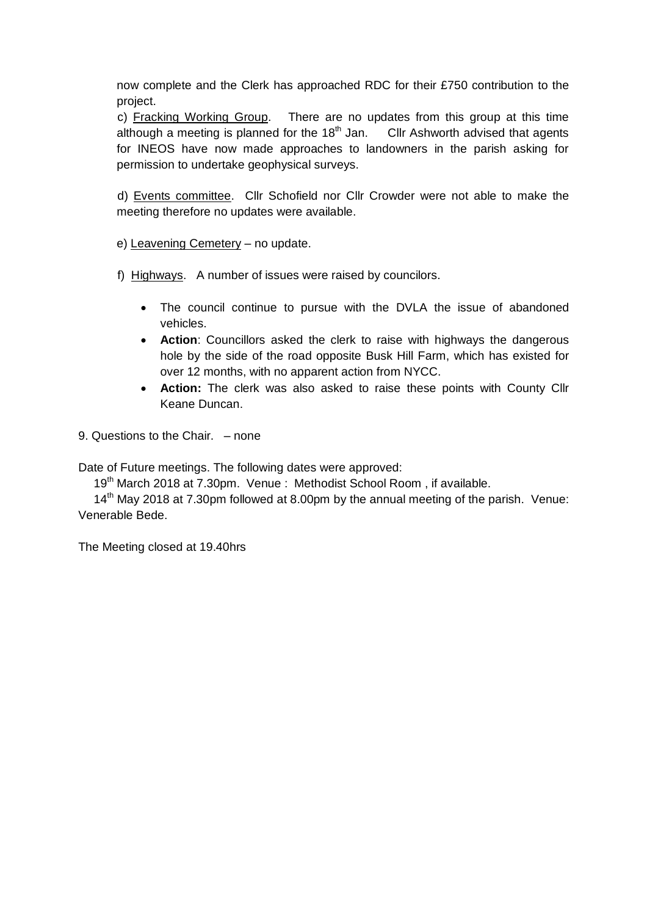now complete and the Clerk has approached RDC for their £750 contribution to the project.

c) Fracking Working Group. There are no updates from this group at this time although a meeting is planned for the 18th Jan. Cllr Ashworth advised that agents for INEOS have now made approaches to landowners in the parish asking for permission to undertake geophysical surveys.

d) Events committee. Cllr Schofield nor Cllr Crowder were not able to make the meeting therefore no updates were available.

e) Leavening Cemetery – no update.

f) Highways. A number of issues were raised by councilors.

- The council continue to pursue with the DVLA the issue of abandoned vehicles.
- **Action**: Councillors asked the clerk to raise with highways the dangerous hole by the side of the road opposite Busk Hill Farm, which has existed for over 12 months, with no apparent action from NYCC.
- **Action:** The clerk was also asked to raise these points with County Cllr Keane Duncan.

9. Questions to the Chair. – none

Date of Future meetings. The following dates were approved:

19th March 2018 at 7.30pm. Venue : Methodist School Room , if available.

14th May 2018 at 7.30pm followed at 8.00pm by the annual meeting of the parish. Venue: Venerable Bede.

The Meeting closed at 19.40hrs